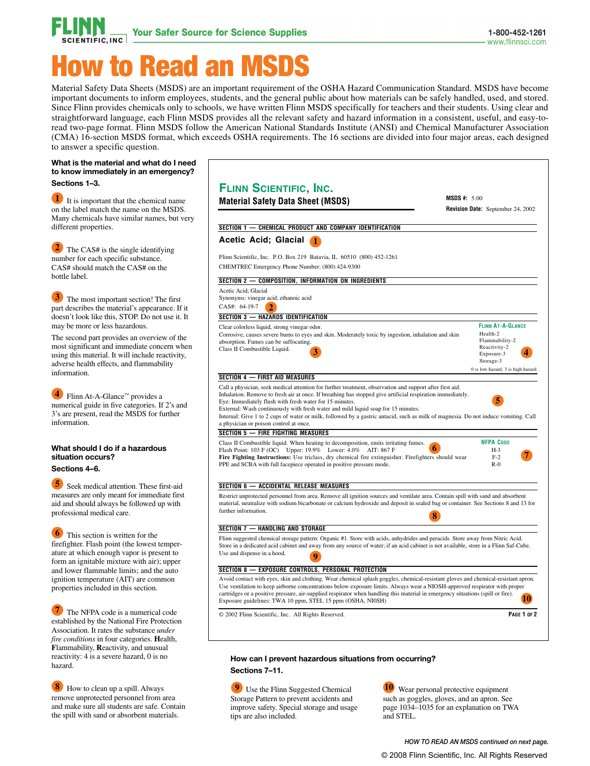# How to Read an MSDS

Material Safety Data Sheets (MSDS) are an important requirement of the OSHA Hazard Communication Standard. MSDS have become important documents to inform employees, students, and the general public about how materials can be safely handled, used, and stored. Since Flinn provides chemicals only to schools, we have written Flinn MSDS specifically for teachers and their students. Using clear and straightforward language, each Flinn MSDS provides all the relevant safety and hazard information in a consistent, useful, and easy-to-read two-page format. Flinn MSDS follow the American National Standards Institute (ANSI) and Chemical Manufacturer Association (CMA) 16-section MSDS format, which exceeds OSHA requirements. The 16 sections are divided into four major areas, each designed to answer a specific question.

### What is the material and what do I need to know immediately in an emergency?

**Sections 1–3.**

**1** It is important that the chemical name on the label match the name on the MSDS. Many chemicals have similar names, but very different properties.

**2** The CAS# is the single identifying number for each specific substance. CAS# should match the CAS# on the bottle label.

**3** The most important section! The first part describes the material's appearance. If it doesn't look like this, STOP. Do not use it. It may be more or less hazardous.

The second part provides an overview of the most significant and immediate concern when using this material. It will include reactivity, adverse health effects, and flammability information.

**4** Flinn At-A-Glance™ provides a numerical guide in five categories. If 2's and 3's are present, read the MSDS for further information.

### What should I do if a hazardous situation occurs?

**Sections 4–6.**

**5** Seek medical attention. These first-aid measures are only meant for immediate first aid and should always be followed up with professional medical care.

**6** This section is written for the firefighter. Flash point (the lowest temperature at which enough vapor is present to form an ignitable mixture with air); upper and lower flammable limits; and the auto ignition temperature (AIT) are common properties included in this section.

**7** The NFPA code is a numerical code established by the National Fire Protection Association. It rates the substance *under fire conditions* in four categories. **H**ealth, **F**lammability, **R**eactivity, and unusual reactivity: 4 is a severe hazard, 0 is no hazard.

**8** How to clean up a spill. Always remove unprotected personnel from area and make sure all students are safe. Contain the spill with sand or absorbent materials.

---

**FLINN SCIENTIFIC, INC.**
**Material Safety Data Sheet (MSDS)**

**MSDS #:** 5.00
**Revision Date:** September 24, 2002

**SECTION 1 — CHEMICAL PRODUCT AND COMPANY IDENTIFICATION**

**Acetic Acid; Glacial** (1)

Flinn Scientific, Inc. P.O. Box 219 Batavia, IL 60510 (800) 452-1261
CHEMTREC Emergency Phone Number: (800) 424-9300

**SECTION 2 — COMPOSITION, INFORMATION ON INGREDIENTS**

Acetic Acid; Glacial
Synonyms: vinegar acid, ethanoic acid
CAS#: 64-19-7 (2)

**SECTION 3 — HAZARDS IDENTIFICATION**

Clear colorless liquid, strong vinegar odor.
Corrosive, causes severe burns to eyes and skin. Moderately toxic by ingestion, inhalation and skin absorption. Fumes can be suffocating.
Class II Combustible Liquid. (3)

**FLINN AT-A-GLANCE** (4)
Health-2
Flammability-2
Reactivity-2
Exposure-3
Storage-3
0 is low hazard, 3 is high hazard

**SECTION 4 — FIRST AID MEASURES** (5)

Call a physician, seek medical attention for further treatment, observation and support after first aid.
Inhalation: Remove to fresh air at once. If breathing has stopped give artificial respiration immediately.
Eye: Immediately flush with fresh water for 15 minutes.
External: Wash continuously with fresh water and mild liquid soap for 15 minutes.
Internal: Give 1 to 2 cups of water or milk, followed by a gastric antacid, such as milk of magnesia. Do not induce vomiting. Call a physician or poison control at once.

**SECTION 5 — FIRE FIGHTING MEASURES** (6)

Class II Combustible liquid. When heating to decomposition, emits irritating fumes.
Flash Point: 103 F (OC) Upper: 19.9% Lower: 4.0% AIT: 867 F
**Fire Fighting Instructions:** Use triclass, dry chemical fire extinguisher. Firefighters should wear PPE and SCBA with full facepiece operated in positive pressure mode.

**NFPA CODE** (7)
H-3
F-2
R-0

**SECTION 6 — ACCIDENTAL RELEASE MEASURES** (8)

Restrict unprotected personnel from area. Remove all ignition sources and ventilate area. Contain spill with sand and absorbent material, neutralize with sodium bicarbonate or calcium hydroxide and deposit in sealed bag or container. See Sections 8 and 13 for further information.

**SECTION 7 — HANDLING AND STORAGE** (9)

Flinn suggested chemical storage pattern: Organic #1. Store with acids, anhydrides and peracids. Store away from Nitric Acid. Store in a dedicated acid cabinet and away from any source of water; if an acid cabinet is not available, store in a Flinn Saf-Cube. Use and dispense in a hood.

**SECTION 8 — EXPOSURE CONTROLS, PERSONAL PROTECTION** (10)

Avoid contact with eyes, skin and clothing. Wear chemical splash goggles, chemical-resistant gloves and chemical-resistant apron. Use ventilation to keep airborne concentrations below exposure limits. Always wear a NIOSH-approved respirator with proper cartridges or a positive pressure, air-supplied respirator when handling this material in emergency situations (spill or fire).
Exposure guidelines: TWA 10 ppm, STEL 15 ppm (OSHA, NIOSH)

© 2002 Flinn Scientific, Inc. All Rights Reserved. **PAGE 1 OF 2**

---

### How can I prevent hazardous situations from occurring?

**Sections 7–11.**

**9** Use the Flinn Suggested Chemical Storage Pattern to prevent accidents and improve safety. Special storage and usage tips are also included.

**10** Wear personal protective equipment such as goggles, gloves, and an apron. See page 1034–1035 for an explanation on TWA and STEL.

*HOW TO READ AN MSDS continued on next page.*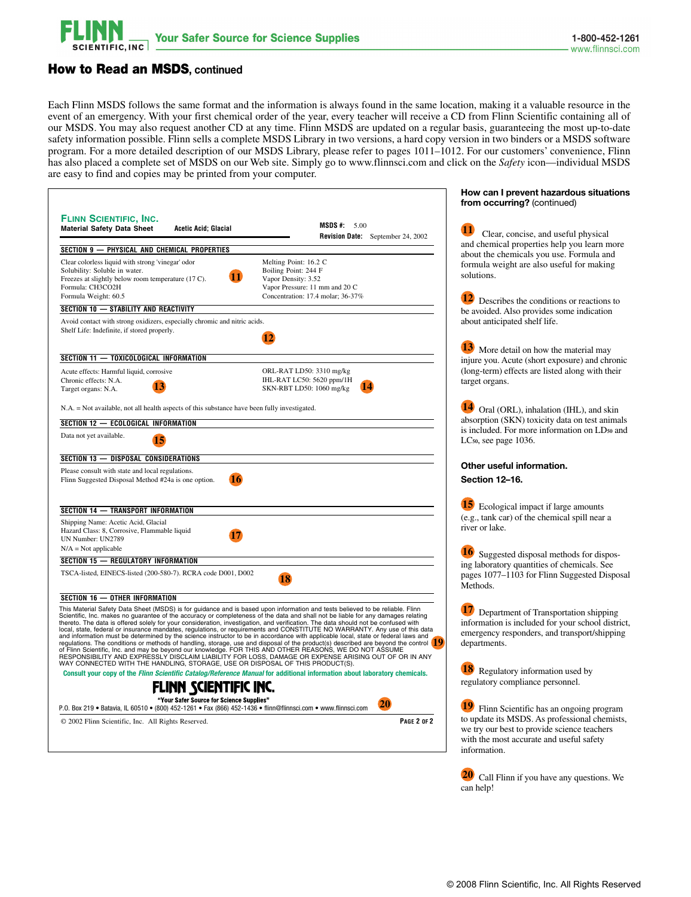## How to Read an MSDS, continued

Each Flinn MSDS follows the same format and the information is always found in the same location, making it a valuable resource in the event of an emergency. With your first chemical order of the year, every teacher will receive a CD from Flinn Scientific containing all of our MSDS. You may also request another CD at any time. Flinn MSDS are updated on a regular basis, guaranteeing the most up-to-date safety information possible. Flinn sells a complete MSDS Library in two versions, a hard copy version in two binders or a MSDS software program. For a more detailed description of our MSDS Library, please refer to pages 1011–1012. For our customers' convenience, Flinn has also placed a complete set of MSDS on our Web site. Simply go to www.flinnsci.com and click on the *Safety* icon—individual MSDS are easy to find and copies may be printed from your computer.

---

**FLINN SCIENTIFIC, INC.**
**Material Safety Data Sheet** **Acetic Acid; Glacial**

**MSDS #:** 5.00
**Revision Date:** September 24, 2002

**SECTION 9 — PHYSICAL AND CHEMICAL PROPERTIES**

Clear colorless liquid with strong 'vinegar' odor
Solubility: Soluble in water.
Freezes at slightly below room temperature (17 C).
Formula: CH3CO2H
Formula Weight: 60.5

Melting Point: 16.2 C
Boiling Point: 244 F
Vapor Density: 3.52
Vapor Pressure: 11 mm and 20 C
Concentration: 17.4 molar; 36-37%

(11)

**SECTION 10 — STABILITY AND REACTIVITY**

Avoid contact with strong oxidizers, especially chromic and nitric acids.
Shelf Life: Indefinite, if stored properly.

(12)

**SECTION 11 — TOXICOLOGICAL INFORMATION**

Acute effects: Harmful liquid, corrosive
Chronic effects: N.A.
Target organs: N.A.

(13)

ORL-RAT LD50: 3310 mg/kg
IHL-RAT LC50: 5620 ppm/1H
SKN-RBT LD50: 1060 mg/kg

(14)

N.A. = Not available, not all health aspects of this substance have been fully investigated.

**SECTION 12 — ECOLOGICAL INFORMATION**

Data not yet available.

(15)

**SECTION 13 — DISPOSAL CONSIDERATIONS**

Please consult with state and local regulations.
Flinn Suggested Disposal Method #24a is one option.

(16)

**SECTION 14 — TRANSPORT INFORMATION**

Shipping Name: Acetic Acid, Glacial
Hazard Class: 8, Corrosive, Flammable liquid
UN Number: UN2789
N/A = Not applicable

(17)

**SECTION 15 — REGULATORY INFORMATION**

TSCA-listed, EINECS-listed (200-580-7). RCRA code D001, D002

(18)

**SECTION 16 — OTHER INFORMATION**

This Material Safety Data Sheet (MSDS) is for guidance and is based upon information and tests believed to be reliable. Flinn Scientific, Inc. makes no guarantee of the accuracy or completeness of the data and shall not be liable for any damages relating thereto. The data is offered solely for your consideration, investigation, and verification. The data should not be confused with local, state, federal or insurance mandates, regulations, or requirements and CONSTITUTE NO WARRANTY. Any use of this data and information must be determined by the science instructor to be in accordance with applicable local, state or federal laws and regulations. The conditions or methods of handling, storage, use and disposal of the product(s) described are beyond the control of Flinn Scientific, Inc. and may be beyond our knowledge. FOR THIS AND OTHER REASONS, WE DO NOT ASSUME RESPONSIBILITY AND EXPRESSLY DISCLAIM LIABILITY FOR LOSS, DAMAGE OR EXPENSE ARISING OUT OF OR IN ANY WAY CONNECTED WITH THE HANDLING, STORAGE, USE OR DISPOSAL OF THIS PRODUCT(S).

(19)

**Consult your copy of the *Flinn Scientific Catalog/Reference Manual* for additional information about laboratory chemicals.**

**FLINN SCIENTIFIC INC.**
**"Your Safer Source for Science Supplies"**
P.O. Box 219 • Batavia, IL 60510 • (800) 452-1261 • Fax (866) 452-1436 • flinn@flinnsci.com • www.flinnsci.com

(20)

© 2002 Flinn Scientific, Inc. All Rights Reserved. **PAGE 2 OF 2**

---

### How can I prevent hazardous situations from occurring? (continued)

**(11)** Clear, concise, and useful physical and chemical properties help you learn more about the chemicals you use. Formula and formula weight are also useful for making solutions.

**(12)** Describes the conditions or reactions to be avoided. Also provides some indication about anticipated shelf life.

**(13)** More detail on how the material may injure you. Acute (short exposure) and chronic (long-term) effects are listed along with their target organs.

**(14)** Oral (ORL), inhalation (IHL), and skin absorption (SKN) toxicity data on test animals is included. For more information on $LD_{50}$ and $LC_{50}$, see page 1036.

### Other useful information.

### Section 12–16.

**(15)** Ecological impact if large amounts (e.g., tank car) of the chemical spill near a river or lake.

**(16)** Suggested disposal methods for disposing laboratory quantities of chemicals. See pages 1077–1103 for Flinn Suggested Disposal Methods.

**(17)** Department of Transportation shipping information is included for your school district, emergency responders, and transport/shipping departments.

**(18)** Regulatory information used by regulatory compliance personnel.

**(19)** Flinn Scientific has an ongoing program to update its MSDS. As professional chemists, we try our best to provide science teachers with the most accurate and useful safety information.

**(20)** Call Flinn if you have any questions. We can help!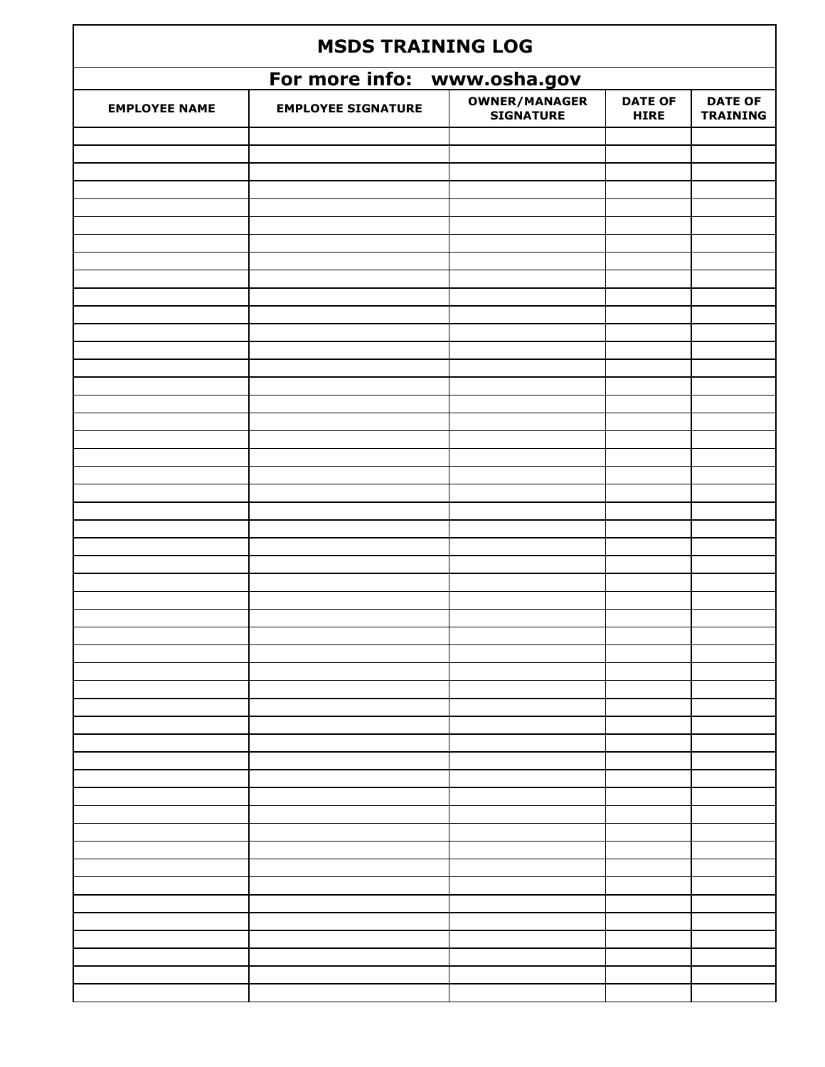# MSDS TRAINING LOG

## For more info: www.osha.gov

| EMPLOYEE NAME | EMPLOYEE SIGNATURE | OWNER/MANAGER SIGNATURE | DATE OF HIRE | DATE OF TRAINING |
|---|---|---|---|---|
| | | | | |
| | | | | |
| | | | | |
| | | | | |
| | | | | |
| | | | | |
| | | | | |
| | | | | |
| | | | | |
| | | | | |
| | | | | |
| | | | | |
| | | | | |
| | | | | |
| | | | | |
| | | | | |
| | | | | |
| | | | | |
| | | | | |
| | | | | |
| | | | | |
| | | | | |
| | | | | |
| | | | | |
| | | | | |
| | | | | |
| | | | | |
| | | | | |
| | | | | |
| | | | | |
| | | | | |
| | | | | |
| | | | | |
| | | | | |
| | | | | |
| | | | | |
| | | | | |
| | | | | |
| | | | | |
| | | | | |
| | | | | |
| | | | | |
| | | | | |
| | | | | |
| | | | | |
| | | | | |
| | | | | |
| | | | | |
| | | | | |